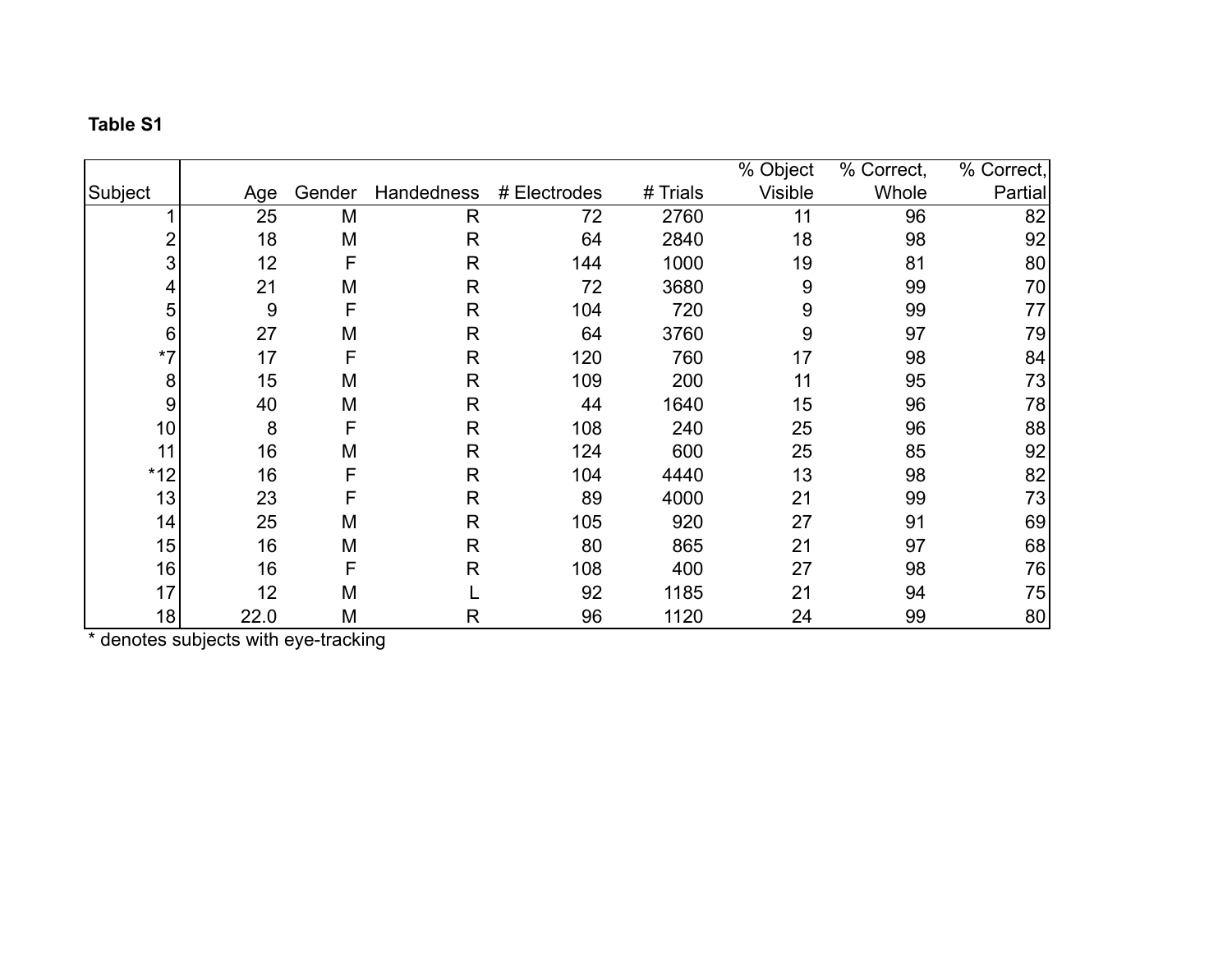**Table S1**

| Subject | Age | Gender | Handedness | # Electrodes | # Trials | % Object Visible | % Correct, Whole | % Correct, Partial |
|---|---|---|---|---|---|---|---|---|
| 1 | 25 | M | R | 72 | 2760 | 11 | 96 | 82 |
| 2 | 18 | M | R | 64 | 2840 | 18 | 98 | 92 |
| 3 | 12 | F | R | 144 | 1000 | 19 | 81 | 80 |
| 4 | 21 | M | R | 72 | 3680 | 9 | 99 | 70 |
| 5 | 9 | F | R | 104 | 720 | 9 | 99 | 77 |
| 6 | 27 | M | R | 64 | 3760 | 9 | 97 | 79 |
| *7 | 17 | F | R | 120 | 760 | 17 | 98 | 84 |
| 8 | 15 | M | R | 109 | 200 | 11 | 95 | 73 |
| 9 | 40 | M | R | 44 | 1640 | 15 | 96 | 78 |
| 10 | 8 | F | R | 108 | 240 | 25 | 96 | 88 |
| 11 | 16 | M | R | 124 | 600 | 25 | 85 | 92 |
| *12 | 16 | F | R | 104 | 4440 | 13 | 98 | 82 |
| 13 | 23 | F | R | 89 | 4000 | 21 | 99 | 73 |
| 14 | 25 | M | R | 105 | 920 | 27 | 91 | 69 |
| 15 | 16 | M | R | 80 | 865 | 21 | 97 | 68 |
| 16 | 16 | F | R | 108 | 400 | 27 | 98 | 76 |
| 17 | 12 | M | L | 92 | 1185 | 21 | 94 | 75 |
| 18 | 22.0 | M | R | 96 | 1120 | 24 | 99 | 80 |

* denotes subjects with eye-tracking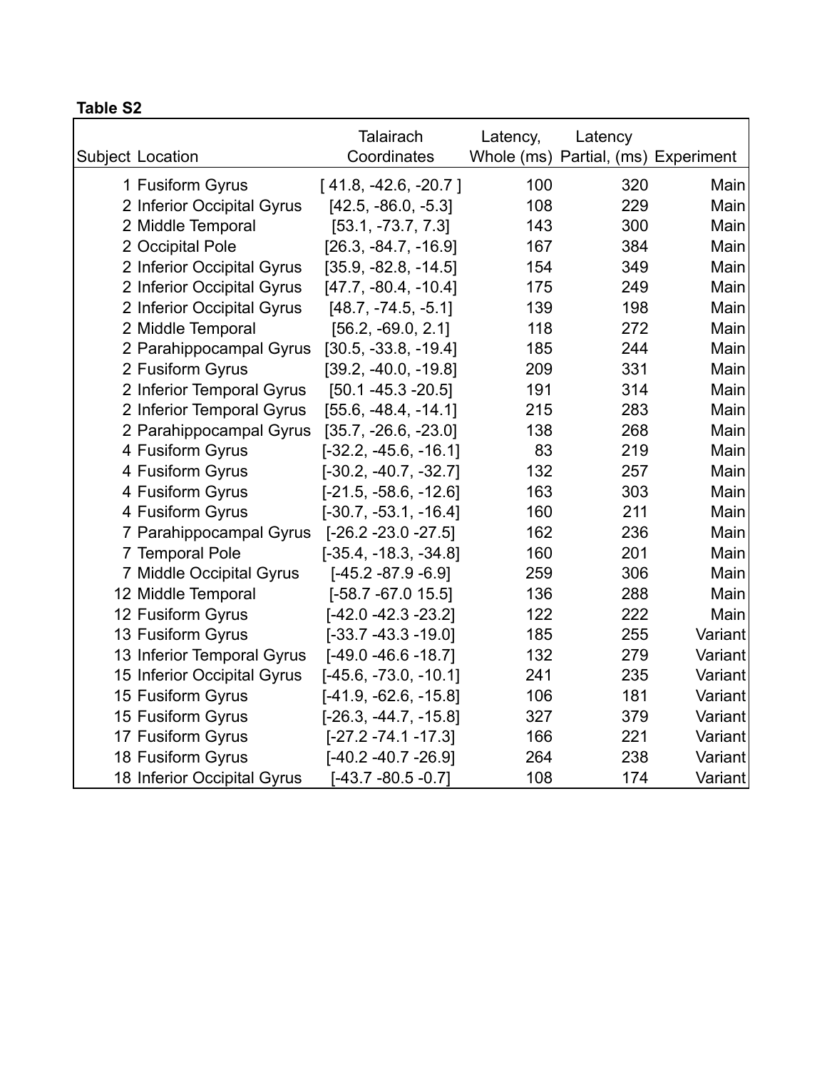**Table S2**

| Subject | Location | Talairach Coordinates | Latency, Whole (ms) | Latency Partial, (ms) | Experiment |
|---|---|---|---|---|---|
| 1 | Fusiform Gyrus | [ 41.8, -42.6, -20.7 ] | 100 | 320 | Main |
| 2 | Inferior Occipital Gyrus | [42.5, -86.0, -5.3] | 108 | 229 | Main |
| 2 | Middle Temporal | [53.1, -73.7, 7.3] | 143 | 300 | Main |
| 2 | Occipital Pole | [26.3, -84.7, -16.9] | 167 | 384 | Main |
| 2 | Inferior Occipital Gyrus | [35.9, -82.8, -14.5] | 154 | 349 | Main |
| 2 | Inferior Occipital Gyrus | [47.7, -80.4, -10.4] | 175 | 249 | Main |
| 2 | Inferior Occipital Gyrus | [48.7, -74.5, -5.1] | 139 | 198 | Main |
| 2 | Middle Temporal | [56.2, -69.0, 2.1] | 118 | 272 | Main |
| 2 | Parahippocampal Gyrus | [30.5, -33.8, -19.4] | 185 | 244 | Main |
| 2 | Fusiform Gyrus | [39.2, -40.0, -19.8] | 209 | 331 | Main |
| 2 | Inferior Temporal Gyrus | [50.1 -45.3 -20.5] | 191 | 314 | Main |
| 2 | Inferior Temporal Gyrus | [55.6, -48.4, -14.1] | 215 | 283 | Main |
| 2 | Parahippocampal Gyrus | [35.7, -26.6, -23.0] | 138 | 268 | Main |
| 4 | Fusiform Gyrus | [-32.2, -45.6, -16.1] | 83 | 219 | Main |
| 4 | Fusiform Gyrus | [-30.2, -40.7, -32.7] | 132 | 257 | Main |
| 4 | Fusiform Gyrus | [-21.5, -58.6, -12.6] | 163 | 303 | Main |
| 4 | Fusiform Gyrus | [-30.7, -53.1, -16.4] | 160 | 211 | Main |
| 7 | Parahippocampal Gyrus | [-26.2 -23.0 -27.5] | 162 | 236 | Main |
| 7 | Temporal Pole | [-35.4, -18.3, -34.8] | 160 | 201 | Main |
| 7 | Middle Occipital Gyrus | [-45.2 -87.9 -6.9] | 259 | 306 | Main |
| 12 | Middle Temporal | [-58.7 -67.0 15.5] | 136 | 288 | Main |
| 12 | Fusiform Gyrus | [-42.0 -42.3 -23.2] | 122 | 222 | Main |
| 13 | Fusiform Gyrus | [-33.7 -43.3 -19.0] | 185 | 255 | Variant |
| 13 | Inferior Temporal Gyrus | [-49.0 -46.6 -18.7] | 132 | 279 | Variant |
| 15 | Inferior Occipital Gyrus | [-45.6, -73.0, -10.1] | 241 | 235 | Variant |
| 15 | Fusiform Gyrus | [-41.9, -62.6, -15.8] | 106 | 181 | Variant |
| 15 | Fusiform Gyrus | [-26.3, -44.7, -15.8] | 327 | 379 | Variant |
| 17 | Fusiform Gyrus | [-27.2 -74.1 -17.3] | 166 | 221 | Variant |
| 18 | Fusiform Gyrus | [-40.2 -40.7 -26.9] | 264 | 238 | Variant |
| 18 | Inferior Occipital Gyrus | [-43.7 -80.5 -0.7] | 108 | 174 | Variant |